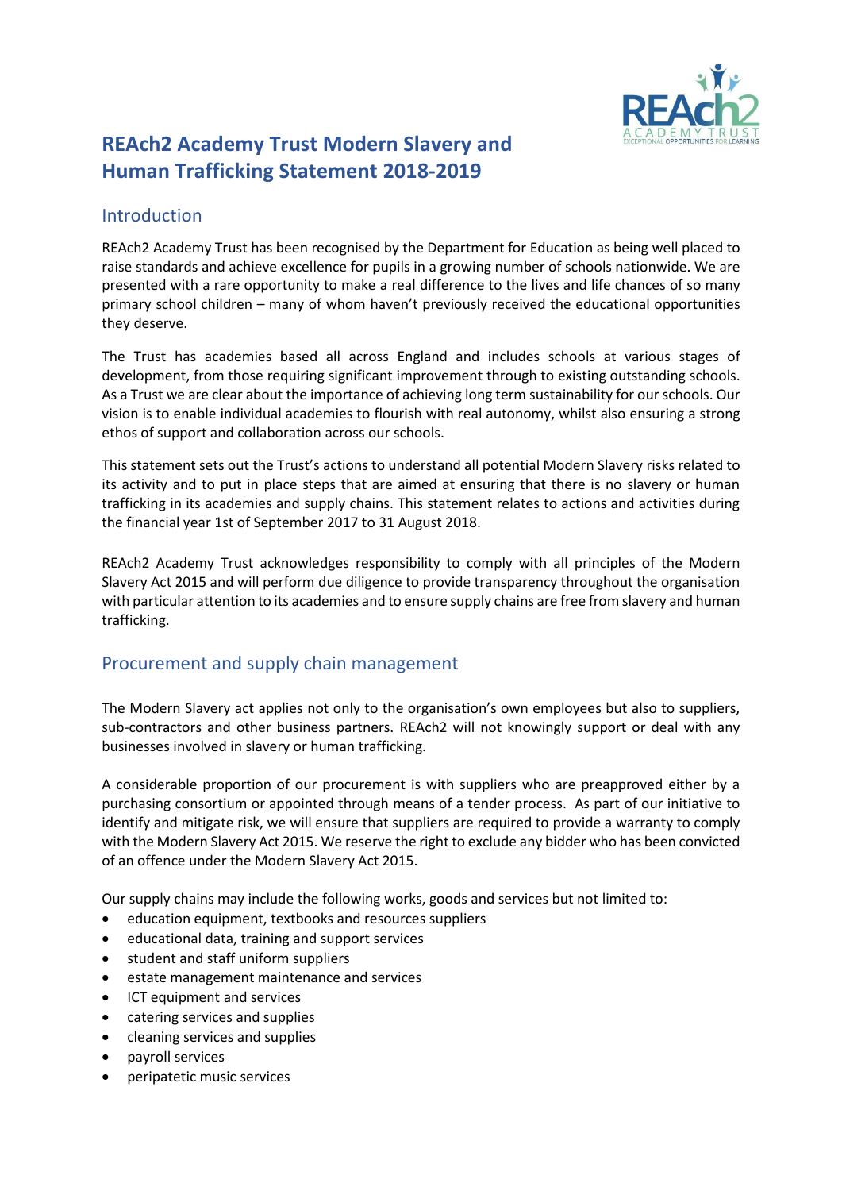# REAch2 Academy Trust Modern Slavery and Human Trafficking Statement 2018-2019

## Introduction

REAch2 Academy Trust has been recognised by the Department for Education as being well placed to raise standards and achieve excellence for pupils in a growing number of schools nationwide. We are presented with a rare opportunity to make a real difference to the lives and life chances of so many primary school children – many of whom haven't previously received the educational opportunities they deserve.

The Trust has academies based all across England and includes schools at various stages of development, from those requiring significant improvement through to existing outstanding schools. As a Trust we are clear about the importance of achieving long term sustainability for our schools. Our vision is to enable individual academies to flourish with real autonomy, whilst also ensuring a strong ethos of support and collaboration across our schools.

This statement sets out the Trust's actions to understand all potential Modern Slavery risks related to its activity and to put in place steps that are aimed at ensuring that there is no slavery or human trafficking in its academies and supply chains. This statement relates to actions and activities during the financial year 1st of September 2017 to 31 August 2018.

REAch2 Academy Trust acknowledges responsibility to comply with all principles of the Modern Slavery Act 2015 and will perform due diligence to provide transparency throughout the organisation with particular attention to its academies and to ensure supply chains are free from slavery and human trafficking.

## Procurement and supply chain management

The Modern Slavery act applies not only to the organisation's own employees but also to suppliers, sub-contractors and other business partners. REAch2 will not knowingly support or deal with any businesses involved in slavery or human trafficking.

A considerable proportion of our procurement is with suppliers who are preapproved either by a purchasing consortium or appointed through means of a tender process. As part of our initiative to identify and mitigate risk, we will ensure that suppliers are required to provide a warranty to comply with the Modern Slavery Act 2015. We reserve the right to exclude any bidder who has been convicted of an offence under the Modern Slavery Act 2015.

Our supply chains may include the following works, goods and services but not limited to:

- education equipment, textbooks and resources suppliers
- educational data, training and support services
- student and staff uniform suppliers
- estate management maintenance and services
- ICT equipment and services
- catering services and supplies
- cleaning services and supplies
- payroll services
- peripatetic music services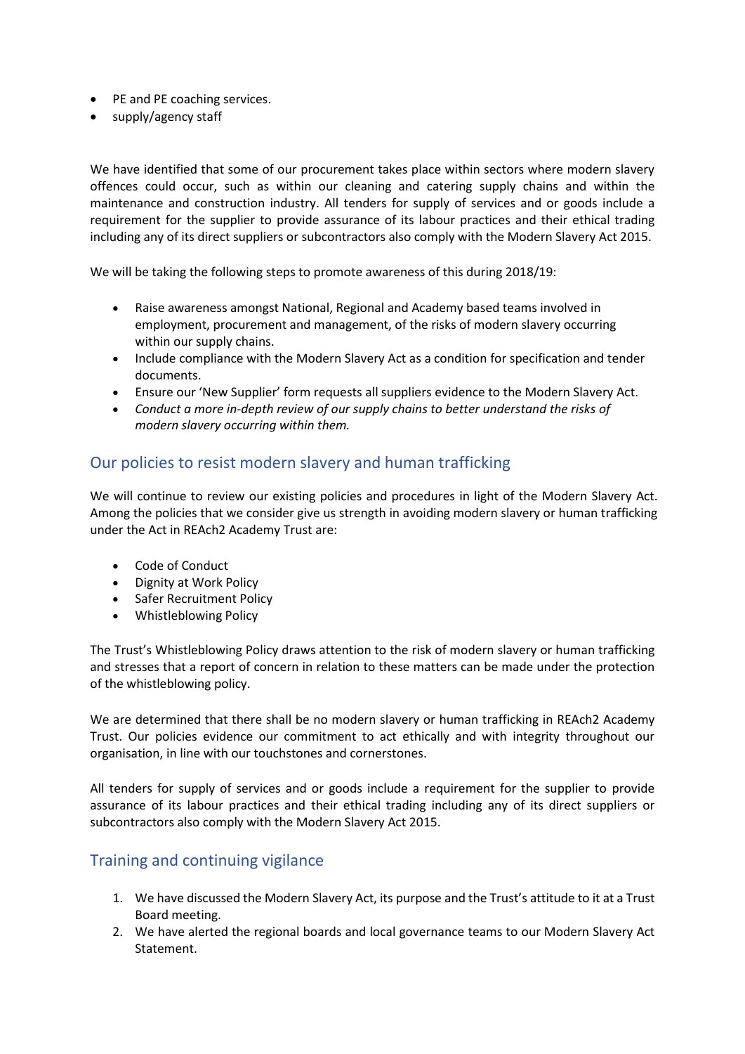- PE and PE coaching services.
- supply/agency staff

We have identified that some of our procurement takes place within sectors where modern slavery offences could occur, such as within our cleaning and catering supply chains and within the maintenance and construction industry. All tenders for supply of services and or goods include a requirement for the supplier to provide assurance of its labour practices and their ethical trading including any of its direct suppliers or subcontractors also comply with the Modern Slavery Act 2015.

We will be taking the following steps to promote awareness of this during 2018/19:

- Raise awareness amongst National, Regional and Academy based teams involved in employment, procurement and management, of the risks of modern slavery occurring within our supply chains.
- Include compliance with the Modern Slavery Act as a condition for specification and tender documents.
- Ensure our 'New Supplier' form requests all suppliers evidence to the Modern Slavery Act.
- *Conduct a more in-depth review of our supply chains to better understand the risks of modern slavery occurring within them.*

## Our policies to resist modern slavery and human trafficking

We will continue to review our existing policies and procedures in light of the Modern Slavery Act. Among the policies that we consider give us strength in avoiding modern slavery or human trafficking under the Act in REAch2 Academy Trust are:

- Code of Conduct
- Dignity at Work Policy
- Safer Recruitment Policy
- Whistleblowing Policy

The Trust's Whistleblowing Policy draws attention to the risk of modern slavery or human trafficking and stresses that a report of concern in relation to these matters can be made under the protection of the whistleblowing policy.

We are determined that there shall be no modern slavery or human trafficking in REAch2 Academy Trust. Our policies evidence our commitment to act ethically and with integrity throughout our organisation, in line with our touchstones and cornerstones.

All tenders for supply of services and or goods include a requirement for the supplier to provide assurance of its labour practices and their ethical trading including any of its direct suppliers or subcontractors also comply with the Modern Slavery Act 2015.

## Training and continuing vigilance

1. We have discussed the Modern Slavery Act, its purpose and the Trust's attitude to it at a Trust Board meeting.
2. We have alerted the regional boards and local governance teams to our Modern Slavery Act Statement.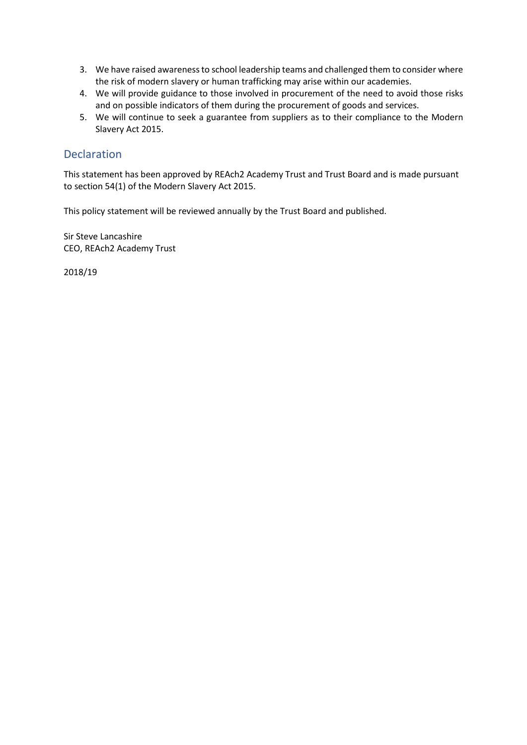3. We have raised awareness to school leadership teams and challenged them to consider where the risk of modern slavery or human trafficking may arise within our academies.
4. We will provide guidance to those involved in procurement of the need to avoid those risks and on possible indicators of them during the procurement of goods and services.
5. We will continue to seek a guarantee from suppliers as to their compliance to the Modern Slavery Act 2015.

## Declaration

This statement has been approved by REAch2 Academy Trust and Trust Board and is made pursuant to section 54(1) of the Modern Slavery Act 2015.

This policy statement will be reviewed annually by the Trust Board and published.

Sir Steve Lancashire
CEO, REAch2 Academy Trust

2018/19